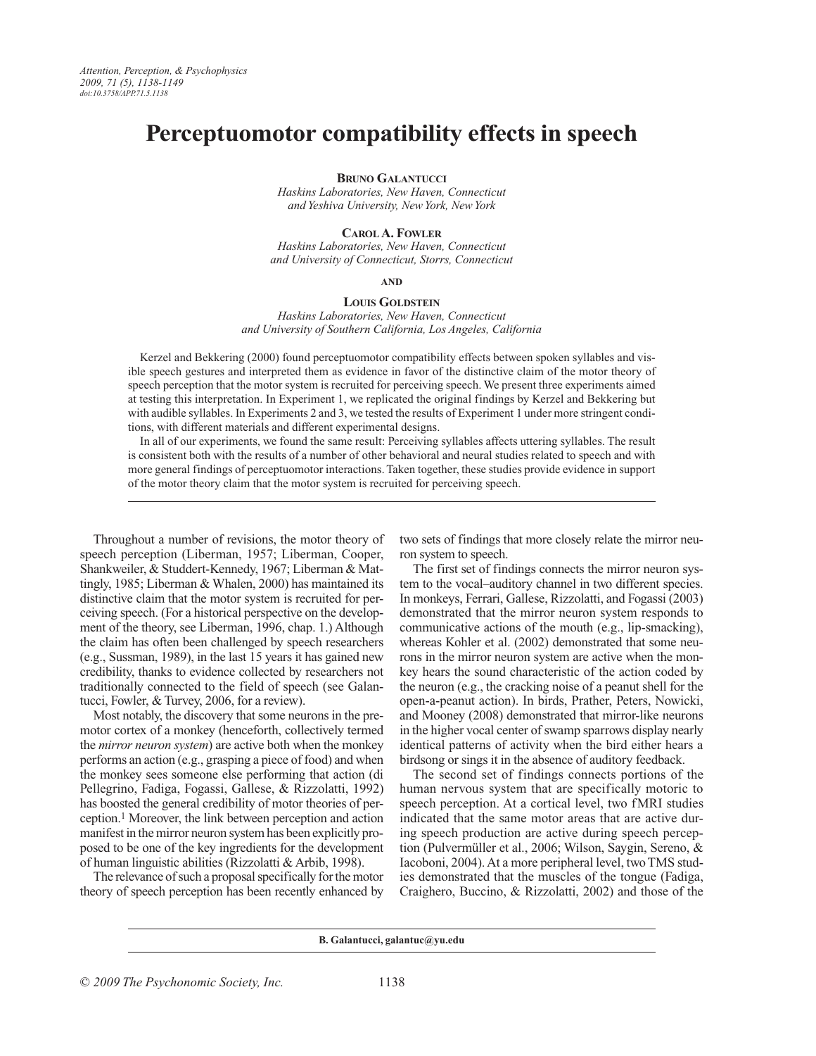# Perceptuomotor compatibility effects in speech

**Bruno Galantucci**
*Haskins Laboratories, New Haven, Connecticut*
*and Yeshiva University, New York, New York*

**Carol A. Fowler**
*Haskins Laboratories, New Haven, Connecticut*
*and University of Connecticut, Storrs, Connecticut*

**and**

**Louis Goldstein**
*Haskins Laboratories, New Haven, Connecticut*
*and University of Southern California, Los Angeles, California*

Kerzel and Bekkering (2000) found perceptuomotor compatibility effects between spoken syllables and visible speech gestures and interpreted them as evidence in favor of the distinctive claim of the motor theory of speech perception that the motor system is recruited for perceiving speech. We present three experiments aimed at testing this interpretation. In Experiment 1, we replicated the original findings by Kerzel and Bekkering but with audible syllables. In Experiments 2 and 3, we tested the results of Experiment 1 under more stringent conditions, with different materials and different experimental designs.

In all of our experiments, we found the same result: Perceiving syllables affects uttering syllables. The result is consistent both with the results of a number of other behavioral and neural studies related to speech and with more general findings of perceptuomotor interactions. Taken together, these studies provide evidence in support of the motor theory claim that the motor system is recruited for perceiving speech.

---

Throughout a number of revisions, the motor theory of speech perception (Liberman, 1957; Liberman, Cooper, Shankweiler, & Studdert-Kennedy, 1967; Liberman & Mattingly, 1985; Liberman & Whalen, 2000) has maintained its distinctive claim that the motor system is recruited for perceiving speech. (For a historical perspective on the development of the theory, see Liberman, 1996, chap. 1.) Although the claim has often been challenged by speech researchers (e.g., Sussman, 1989), in the last 15 years it has gained new credibility, thanks to evidence collected by researchers not traditionally connected to the field of speech (see Galantucci, Fowler, & Turvey, 2006, for a review).

Most notably, the discovery that some neurons in the premotor cortex of a monkey (henceforth, collectively termed the *mirror neuron system*) are active both when the monkey performs an action (e.g., grasping a piece of food) and when the monkey sees someone else performing that action (di Pellegrino, Fadiga, Fogassi, Gallese, & Rizzolatti, 1992) has boosted the general credibility of motor theories of perception.[1] Moreover, the link between perception and action manifest in the mirror neuron system has been explicitly proposed to be one of the key ingredients for the development of human linguistic abilities (Rizzolatti & Arbib, 1998).

The relevance of such a proposal specifically for the motor theory of speech perception has been recently enhanced by two sets of findings that more closely relate the mirror neuron system to speech.

The first set of findings connects the mirror neuron system to the vocal–auditory channel in two different species. In monkeys, Ferrari, Gallese, Rizzolatti, and Fogassi (2003) demonstrated that the mirror neuron system responds to communicative actions of the mouth (e.g., lip-smacking), whereas Kohler et al. (2002) demonstrated that some neurons in the mirror neuron system are active when the monkey hears the sound characteristic of the action coded by the neuron (e.g., the cracking noise of a peanut shell for the open-a-peanut action). In birds, Prather, Peters, Nowicki, and Mooney (2008) demonstrated that mirror-like neurons in the higher vocal center of swamp sparrows display nearly identical patterns of activity when the bird either hears a birdsong or sings it in the absence of auditory feedback.

The second set of findings connects portions of the human nervous system that are specifically motoric to speech perception. At a cortical level, two fMRI studies indicated that the same motor areas that are active during speech production are active during speech perception (Pulvermüller et al., 2006; Wilson, Saygin, Sereno, & Iacoboni, 2004). At a more peripheral level, two TMS studies demonstrated that the muscles of the tongue (Fadiga, Craighero, Buccino, & Rizzolatti, 2002) and those of the

---

B. Galantucci, galantuc@yu.edu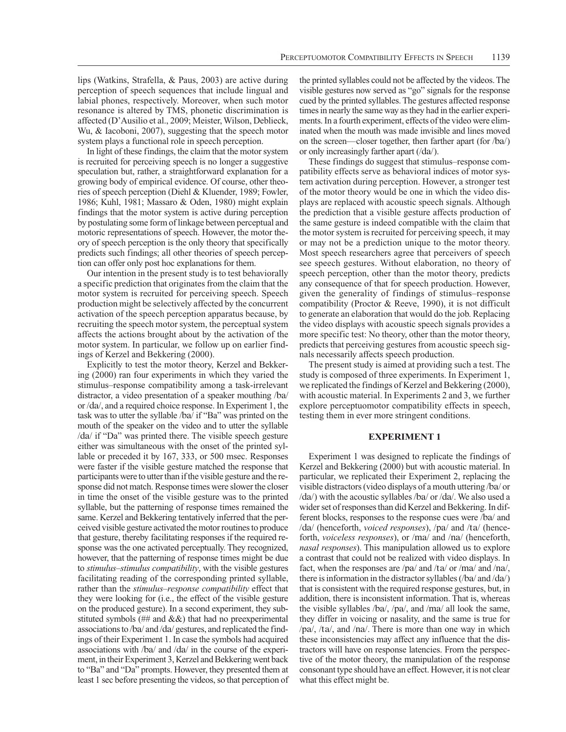lips (Watkins, Strafella, & Paus, 2003) are active during perception of speech sequences that include lingual and labial phones, respectively. Moreover, when such motor resonance is altered by TMS, phonetic discrimination is affected (D'Ausilio et al., 2009; Meister, Wilson, Deblieck, Wu, & Iacoboni, 2007), suggesting that the speech motor system plays a functional role in speech perception.

In light of these findings, the claim that the motor system is recruited for perceiving speech is no longer a suggestive speculation but, rather, a straightforward explanation for a growing body of empirical evidence. Of course, other theories of speech perception (Diehl & Kluender, 1989; Fowler, 1986; Kuhl, 1981; Massaro & Oden, 1980) might explain findings that the motor system is active during perception by postulating some form of linkage between perceptual and motoric representations of speech. However, the motor theory of speech perception is the only theory that specifically predicts such findings; all other theories of speech perception can offer only post hoc explanations for them.

Our intention in the present study is to test behaviorally a specific prediction that originates from the claim that the motor system is recruited for perceiving speech. Speech production might be selectively affected by the concurrent activation of the speech perception apparatus because, by recruiting the speech motor system, the perceptual system affects the actions brought about by the activation of the motor system. In particular, we follow up on earlier findings of Kerzel and Bekkering (2000).

Explicitly to test the motor theory, Kerzel and Bekkering (2000) ran four experiments in which they varied the stimulus–response compatibility among a task-irrelevant distractor, a video presentation of a speaker mouthing /ba/ or /da/, and a required choice response. In Experiment 1, the task was to utter the syllable /ba/ if "Ba" was printed on the mouth of the speaker on the video and to utter the syllable /da/ if "Da" was printed there. The visible speech gesture either was simultaneous with the onset of the printed syllable or preceded it by 167, 333, or 500 msec. Responses were faster if the visible gesture matched the response that participants were to utter than if the visible gesture and the response did not match. Response times were slower the closer in time the onset of the visible gesture was to the printed syllable, but the patterning of response times remained the same. Kerzel and Bekkering tentatively inferred that the perceived visible gesture activated the motor routines to produce that gesture, thereby facilitating responses if the required response was the one activated perceptually. They recognized, however, that the patterning of response times might be due to *stimulus–stimulus compatibility*, with the visible gestures facilitating reading of the corresponding printed syllable, rather than the *stimulus–response compatibility* effect that they were looking for (i.e., the effect of the visible gesture on the produced gesture). In a second experiment, they substituted symbols (## and &&) that had no preexperimental associations to /ba/ and /da/ gestures, and replicated the findings of their Experiment 1. In case the symbols had acquired associations with /ba/ and /da/ in the course of the experiment, in their Experiment 3, Kerzel and Bekkering went back to "Ba" and "Da" prompts. However, they presented them at least 1 sec before presenting the videos, so that perception of the printed syllables could not be affected by the videos. The visible gestures now served as "go" signals for the response cued by the printed syllables. The gestures affected response times in nearly the same way as they had in the earlier experiments. In a fourth experiment, effects of the video were eliminated when the mouth was made invisible and lines moved on the screen—closer together, then farther apart (for /ba/) or only increasingly farther apart (/da/).

These findings do suggest that stimulus–response compatibility effects serve as behavioral indices of motor system activation during perception. However, a stronger test of the motor theory would be one in which the video displays are replaced with acoustic speech signals. Although the prediction that a visible gesture affects production of the same gesture is indeed compatible with the claim that the motor system is recruited for perceiving speech, it may or may not be a prediction unique to the motor theory. Most speech researchers agree that perceivers of speech see speech gestures. Without elaboration, no theory of speech perception, other than the motor theory, predicts any consequence of that for speech production. However, given the generality of findings of stimulus–response compatibility (Proctor & Reeve, 1990), it is not difficult to generate an elaboration that would do the job. Replacing the video displays with acoustic speech signals provides a more specific test: No theory, other than the motor theory, predicts that perceiving gestures from acoustic speech signals necessarily affects speech production.

The present study is aimed at providing such a test. The study is composed of three experiments. In Experiment 1, we replicated the findings of Kerzel and Bekkering (2000), with acoustic material. In Experiments 2 and 3, we further explore perceptuomotor compatibility effects in speech, testing them in ever more stringent conditions.

## EXPERIMENT 1

Experiment 1 was designed to replicate the findings of Kerzel and Bekkering (2000) but with acoustic material. In particular, we replicated their Experiment 2, replacing the visible distractors (video displays of a mouth uttering /ba/ or /da/) with the acoustic syllables /ba/ or /da/. We also used a wider set of responses than did Kerzel and Bekkering. In different blocks, responses to the response cues were /ba/ and /da/ (henceforth, *voiced responses*), /pa/ and /ta/ (henceforth, *voiceless responses*), or /ma/ and /na/ (henceforth, *nasal responses*). This manipulation allowed us to explore a contrast that could not be realized with video displays. In fact, when the responses are /pa/ and /ta/ or /ma/ and /na/, there is information in the distractor syllables (/ba/ and /da/) that is consistent with the required response gestures, but, in addition, there is inconsistent information. That is, whereas the visible syllables /ba/, /pa/, and /ma/ all look the same, they differ in voicing or nasality, and the same is true for /pa/, /ta/, and /na/. There is more than one way in which these inconsistencies may affect any influence that the distractors will have on response latencies. From the perspective of the motor theory, the manipulation of the response consonant type should have an effect. However, it is not clear what this effect might be.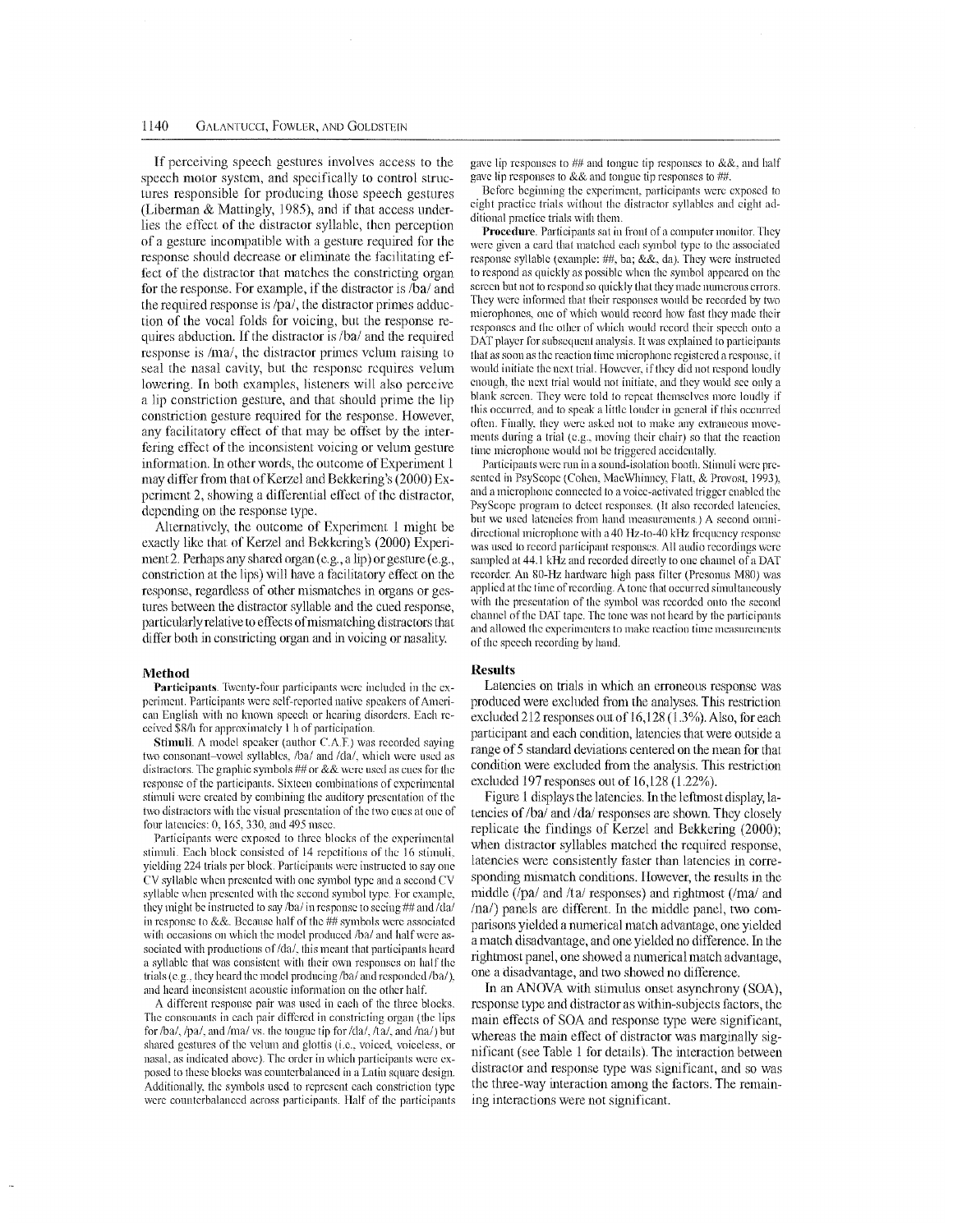If perceiving speech gestures involves access to the speech motor system, and specifically to control structures responsible for producing those speech gestures (Liberman & Mattingly, 1985), and if that access underlies the effect of the distractor syllable, then perception of a gesture incompatible with a gesture required for the response should decrease or eliminate the facilitating effect of the distractor that matches the constricting organ for the response. For example, if the distractor is /ba/ and the required response is /pa/, the distractor primes adduction of the vocal folds for voicing, but the response requires abduction. If the distractor is /ba/ and the required response is /ma/, the distractor primes velum raising to seal the nasal cavity, but the response requires velum lowering. In both examples, listeners will also perceive a lip constriction gesture, and that should prime the lip constriction gesture required for the response. However, any facilitatory effect of that may be offset by the interfering effect of the inconsistent voicing or velum gesture information. In other words, the outcome of Experiment 1 may differ from that of Kerzel and Bekkering's (2000) Experiment 2, showing a differential effect of the distractor, depending on the response type.

Alternatively, the outcome of Experiment 1 might be exactly like that of Kerzel and Bekkering's (2000) Experiment 2. Perhaps any shared organ (e.g., a lip) or gesture (e.g., constriction at the lips) will have a facilitatory effect on the response, regardless of other mismatches in organs or gestures between the distractor syllable and the cued response, particularly relative to effects of mismatching distractors that differ both in constricting organ and in voicing or nasality.

## Method

**Participants**. Twenty-four participants were included in the experiment. Participants were self-reported native speakers of American English with no known speech or hearing disorders. Each received $8/h for approximately 1 h of participation.

**Stimuli**. A model speaker (author C.A.F.) was recorded saying two consonant–vowel syllables, /ba/ and /da/, which were used as distractors. The graphic symbols ## or && were used as cues for the response of the participants. Sixteen combinations of experimental stimuli were created by combining the auditory presentation of the two distractors with the visual presentation of the two cues at one of four latencies: 0, 165, 330, and 495 msec.

Participants were exposed to three blocks of the experimental stimuli. Each block consisted of 14 repetitions of the 16 stimuli, yielding 224 trials per block. Participants were instructed to say one CV syllable when presented with one symbol type and a second CV syllable when presented with the second symbol type. For example, they might be instructed to say /ba/ in response to seeing ## and /da/ in response to &&. Because half of the ## symbols were associated with occasions on which the model produced /ba/ and half were associated with productions of /da/, this meant that participants heard a syllable that was consistent with their own responses on half the trials (e.g., they heard the model producing /ba/ and responded /ba/), and heard inconsistent acoustic information on the other half.

A different response pair was used in each of the three blocks. The consonants in each pair differed in constricting organ (the lips for /ba/, /pa/, and /ma/ vs. the tongue tip for /da/, /ta/, and /na/) but shared gestures of the velum and glottis (i.e., voiced, voiceless, or nasal, as indicated above). The order in which participants were exposed to these blocks was counterbalanced in a Latin square design. Additionally, the symbols used to represent each constriction type were counterbalanced across participants. Half of the participants gave lip responses to ## and tongue tip responses to &&, and half gave lip responses to && and tongue tip responses to ##.

Before beginning the experiment, participants were exposed to eight practice trials without the distractor syllables and eight additional practice trials with them.

**Procedure**. Participants sat in front of a computer monitor. They were given a card that matched each symbol type to the associated response syllable (example: ##, ba; &&, da). They were instructed to respond as quickly as possible when the symbol appeared on the screen but not to respond so quickly that they made numerous errors. They were informed that their responses would be recorded by two microphones, one of which would record how fast they made their responses and the other of which would record their speech onto a DAT player for subsequent analysis. It was explained to participants that as soon as the reaction time microphone registered a response, it would initiate the next trial. However, if they did not respond loudly enough, the next trial would not initiate, and they would see only a blank screen. They were told to repeat themselves more loudly if this occurred, and to speak a little louder in general if this occurred often. Finally, they were asked not to make any extraneous movements during a trial (e.g., moving their chair) so that the reaction time microphone would not be triggered accidentally.

Participants were run in a sound-isolation booth. Stimuli were presented in PsyScope (Cohen, MacWhinney, Flatt, & Provost, 1993), and a microphone connected to a voice-activated trigger enabled the PsyScope program to detect responses. (It also recorded latencies, but we used latencies from hand measurements.) A second omnidirectional microphone with a 40 Hz-to-40 kHz frequency response was used to record participant responses. All audio recordings were sampled at 44.1 kHz and recorded directly to one channel of a DAT recorder. An 80-Hz hardware high pass filter (Presonus M80) was applied at the time of recording. A tone that occurred simultaneously with the presentation of the symbol was recorded onto the second channel of the DAT tape. The tone was not heard by the participants and allowed the experimenters to make reaction time measurements of the speech recording by hand.

## Results

Latencies on trials in which an erroneous response was produced were excluded from the analyses. This restriction excluded 212 responses out of 16,128 (1.3%). Also, for each participant and each condition, latencies that were outside a range of 5 standard deviations centered on the mean for that condition were excluded from the analysis. This restriction excluded 197 responses out of 16,128 (1.22%).

Figure 1 displays the latencies. In the leftmost display, latencies of /ba/ and /da/ responses are shown. They closely replicate the findings of Kerzel and Bekkering (2000); when distractor syllables matched the required response, latencies were consistently faster than latencies in corresponding mismatch conditions. However, the results in the middle (/pa/ and /ta/ responses) and rightmost (/ma/ and /na/) panels are different. In the middle panel, two comparisons yielded a numerical match advantage, one yielded a match disadvantage, and one yielded no difference. In the rightmost panel, one showed a numerical match advantage, one a disadvantage, and two showed no difference.

In an ANOVA with stimulus onset asynchrony (SOA), response type and distractor as within-subjects factors, the main effects of SOA and response type were significant, whereas the main effect of distractor was marginally significant (see Table 1 for details). The interaction between distractor and response type was significant, and so was the three-way interaction among the factors. The remaining interactions were not significant.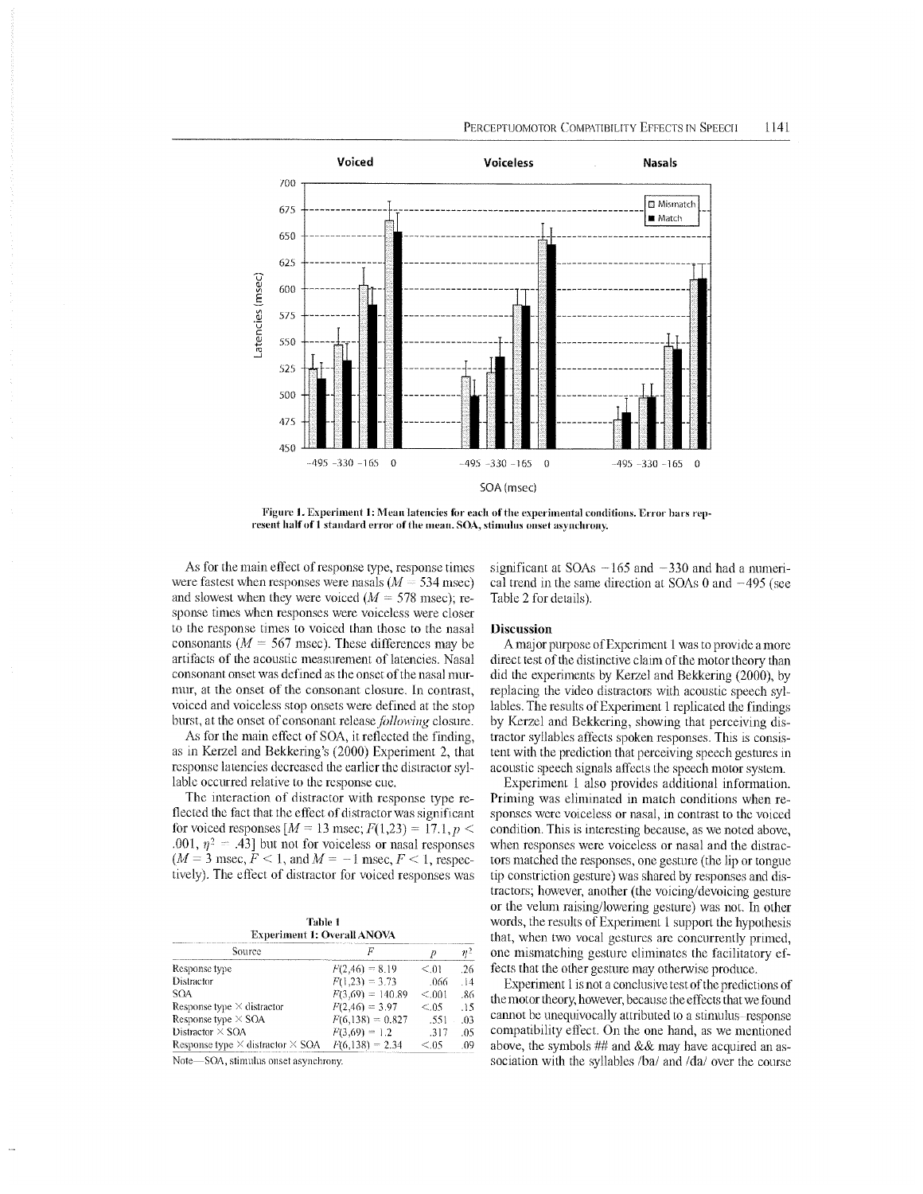Figure 1. Experiment 1: Mean latencies for each of the experimental conditions. Error bars represent half of 1 standard error of the mean. SOA, stimulus onset asynchrony.

As for the main effect of response type, response times were fastest when responses were nasals ($M = 534$ msec) and slowest when they were voiced ($M = 578$ msec); response times when responses were voiceless were closer to the response times to voiced than those to the nasal consonants ($M = 567$ msec). These differences may be artifacts of the acoustic measurement of latencies. Nasal consonant onset was defined as the onset of the nasal murmur, at the onset of the consonant closure. In contrast, voiced and voiceless stop onsets were defined at the stop burst, at the onset of consonant release *following* closure.

As for the main effect of SOA, it reflected the finding, as in Kerzel and Bekkering's (2000) Experiment 2, that response latencies decreased the earlier the distractor syllable occurred relative to the response cue.

The interaction of distractor with response type reflected the fact that the effect of distractor was significant for voiced responses [$M = 13$ msec; $F(1,23) = 17.1, p < .001, \eta^2 = .43$] but not for voiceless or nasal responses ($M = 3$ msec, $F < 1$, and $M = -1$ msec, $F < 1$, respectively). The effect of distractor for voiced responses was significant at SOAs −165 and −330 and had a numerical trend in the same direction at SOAs 0 and −495 (see Table 2 for details).

**Table 1**
**Experiment 1: Overall ANOVA**

| Source | $F$ | $p$ | $\eta^2$ |
|---|---|---|---|
| Response type | $F(2,46) = 8.19$ | $<.01$ | .26 |
| Distractor | $F(1,23) = 3.73$ | .066 | .14 |
| SOA | $F(3,69) = 140.89$ | $<.001$ | .86 |
| Response type × distractor | $F(2,46) = 3.97$ | $<.05$ | .15 |
| Response type × SOA | $F(6,138) = 0.827$ | .551 | .03 |
| Distractor × SOA | $F(3,69) = 1.2$ | .317 | .05 |
| Response type × distractor × SOA | $F(6,138) = 2.34$ | $<.05$ | .09 |

Note—SOA, stimulus onset asynchrony.

### Discussion

A major purpose of Experiment 1 was to provide a more direct test of the distinctive claim of the motor theory than did the experiments by Kerzel and Bekkering (2000), by replacing the video distractors with acoustic speech syllables. The results of Experiment 1 replicated the findings by Kerzel and Bekkering, showing that perceiving distractor syllables affects spoken responses. This is consistent with the prediction that perceiving speech gestures in acoustic speech signals affects the speech motor system.

Experiment 1 also provides additional information. Priming was eliminated in match conditions when responses were voiceless or nasal, in contrast to the voiced condition. This is interesting because, as we noted above, when responses were voiceless or nasal and the distractors matched the responses, one gesture (the lip or tongue tip constriction gesture) was shared by responses and distractors; however, another (the voicing/devoicing gesture or the velum raising/lowering gesture) was not. In other words, the results of Experiment 1 support the hypothesis that, when two vocal gestures are concurrently primed, one mismatching gesture eliminates the facilitatory effects that the other gesture may otherwise produce.

Experiment 1 is not a conclusive test of the predictions of the motor theory, however, because the effects that we found cannot be unequivocally attributed to a stimulus–response compatibility effect. On the one hand, as we mentioned above, the symbols ## and && may have acquired an association with the syllables /ba/ and /da/ over the course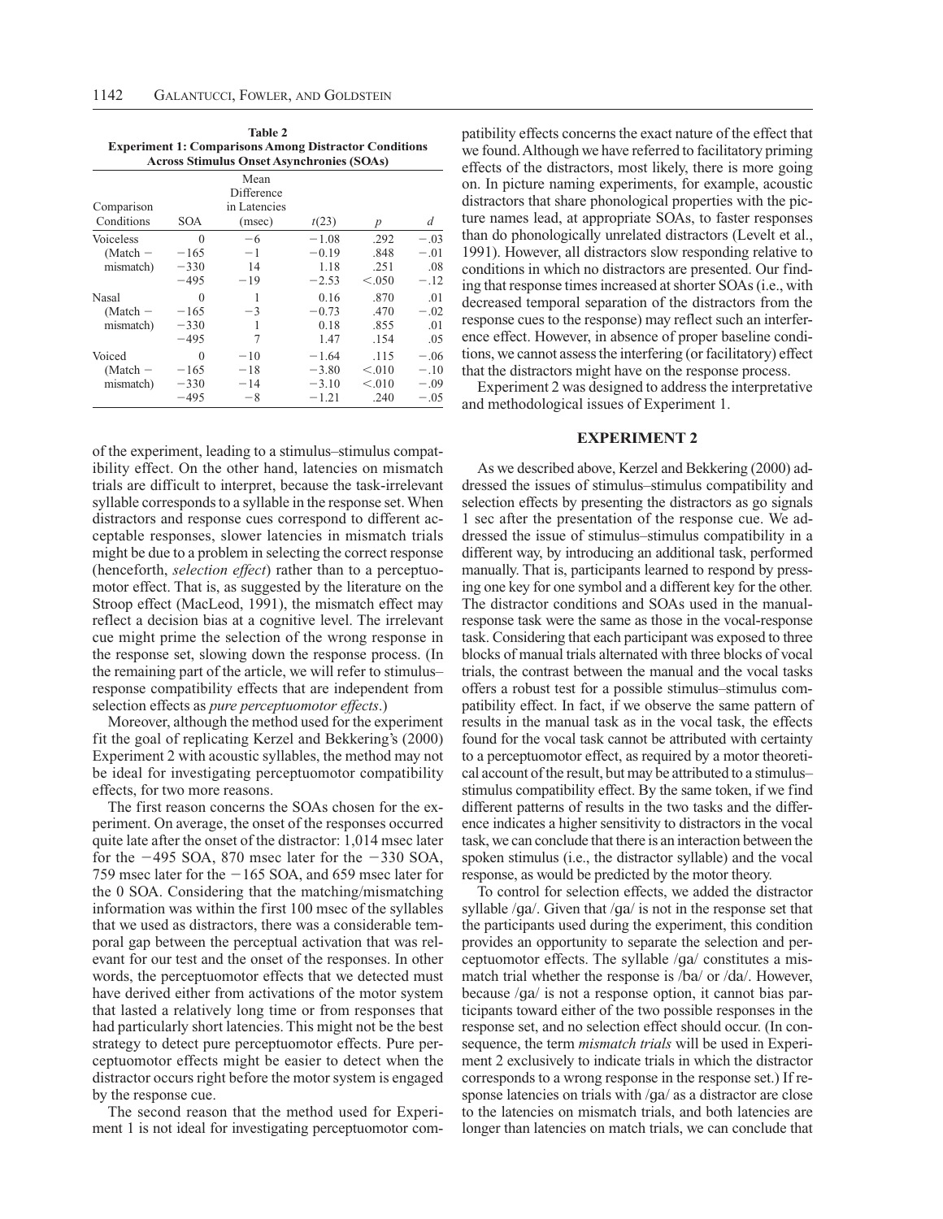**Table 2**
**Experiment 1: Comparisons Among Distractor Conditions Across Stimulus Onset Asynchronies (SOAs)**

| Comparison Conditions | SOA | Mean Difference in Latencies (msec) | $t(23)$ | $p$ | $d$ |
|---|---|---|---|---|---|
| Voiceless | 0 | −6 | −1.08 | .292 | −.03 |
| (Match − | −165 | −1 | −0.19 | .848 | −.01 |
| mismatch) | −330 | 14 | 1.18 | .251 | .08 |
| | −495 | −19 | −2.53 | <.050 | −.12 |
| Nasal | 0 | 1 | 0.16 | .870 | .01 |
| (Match − | −165 | −3 | −0.73 | .470 | −.02 |
| mismatch) | −330 | 1 | 0.18 | .855 | .01 |
| | −495 | 7 | 1.47 | .154 | .05 |
| Voiced | 0 | −10 | −1.64 | .115 | −.06 |
| (Match − | −165 | −18 | −3.80 | <.010 | −.10 |
| mismatch) | −330 | −14 | −3.10 | <.010 | −.09 |
| | −495 | −8 | −1.21 | .240 | −.05 |

of the experiment, leading to a stimulus–stimulus compatibility effect. On the other hand, latencies on mismatch trials are difficult to interpret, because the task-irrelevant syllable corresponds to a syllable in the response set. When distractors and response cues correspond to different acceptable responses, slower latencies in mismatch trials might be due to a problem in selecting the correct response (henceforth, *selection effect*) rather than to a perceptuomotor effect. That is, as suggested by the literature on the Stroop effect (MacLeod, 1991), the mismatch effect may reflect a decision bias at a cognitive level. The irrelevant cue might prime the selection of the wrong response in the response set, slowing down the response process. (In the remaining part of the article, we will refer to stimulus–response compatibility effects that are independent from selection effects as *pure perceptuomotor effects*.)

Moreover, although the method used for the experiment fit the goal of replicating Kerzel and Bekkering's (2000) Experiment 2 with acoustic syllables, the method may not be ideal for investigating perceptuomotor compatibility effects, for two more reasons.

The first reason concerns the SOAs chosen for the experiment. On average, the onset of the responses occurred quite late after the onset of the distractor: 1,014 msec later for the −495 SOA, 870 msec later for the −330 SOA, 759 msec later for the −165 SOA, and 659 msec later for the 0 SOA. Considering that the matching/mismatching information was within the first 100 msec of the syllables that we used as distractors, there was a considerable temporal gap between the perceptual activation that was relevant for our test and the onset of the responses. In other words, the perceptuomotor effects that we detected must have derived either from activations of the motor system that lasted a relatively long time or from responses that had particularly short latencies. This might not be the best strategy to detect pure perceptuomotor effects. Pure perceptuomotor effects might be easier to detect when the distractor occurs right before the motor system is engaged by the response cue.

The second reason that the method used for Experiment 1 is not ideal for investigating perceptuomotor compatibility effects concerns the exact nature of the effect that we found. Although we have referred to facilitatory priming effects of the distractors, most likely, there is more going on. In picture naming experiments, for example, acoustic distractors that share phonological properties with the picture names lead, at appropriate SOAs, to faster responses than do phonologically unrelated distractors (Levelt et al., 1991). However, all distractors slow responding relative to conditions in which no distractors are presented. Our finding that response times increased at shorter SOAs (i.e., with decreased temporal separation of the distractors from the response cues to the response) may reflect such an interference effect. However, in absence of proper baseline conditions, we cannot assess the interfering (or facilitatory) effect that the distractors might have on the response process.

Experiment 2 was designed to address the interpretative and methodological issues of Experiment 1.

## EXPERIMENT 2

As we described above, Kerzel and Bekkering (2000) addressed the issues of stimulus–stimulus compatibility and selection effects by presenting the distractors as go signals 1 sec after the presentation of the response cue. We addressed the issue of stimulus–stimulus compatibility in a different way, by introducing an additional task, performed manually. That is, participants learned to respond by pressing one key for one symbol and a different key for the other. The distractor conditions and SOAs used in the manual-response task were the same as those in the vocal-response task. Considering that each participant was exposed to three blocks of manual trials alternated with three blocks of vocal trials, the contrast between the manual and the vocal tasks offers a robust test for a possible stimulus–stimulus compatibility effect. In fact, if we observe the same pattern of results in the manual task as in the vocal task, the effects found for the vocal task cannot be attributed with certainty to a perceptuomotor effect, as required by a motor theoretical account of the result, but may be attributed to a stimulus–stimulus compatibility effect. By the same token, if we find different patterns of results in the two tasks and the difference indicates a higher sensitivity to distractors in the vocal task, we can conclude that there is an interaction between the spoken stimulus (i.e., the distractor syllable) and the vocal response, as would be predicted by the motor theory.

To control for selection effects, we added the distractor syllable /ɡa/. Given that /ɡa/ is not in the response set that the participants used during the experiment, this condition provides an opportunity to separate the selection and perceptuomotor effects. The syllable /ɡa/ constitutes a mismatch trial whether the response is /ba/ or /da/. However, because /ɡa/ is not a response option, it cannot bias participants toward either of the two possible responses in the response set, and no selection effect should occur. (In consequence, the term *mismatch trials* will be used in Experiment 2 exclusively to indicate trials in which the distractor corresponds to a wrong response in the response set.) If response latencies on trials with /ɡa/ as a distractor are close to the latencies on mismatch trials, and both latencies are longer than latencies on match trials, we can conclude that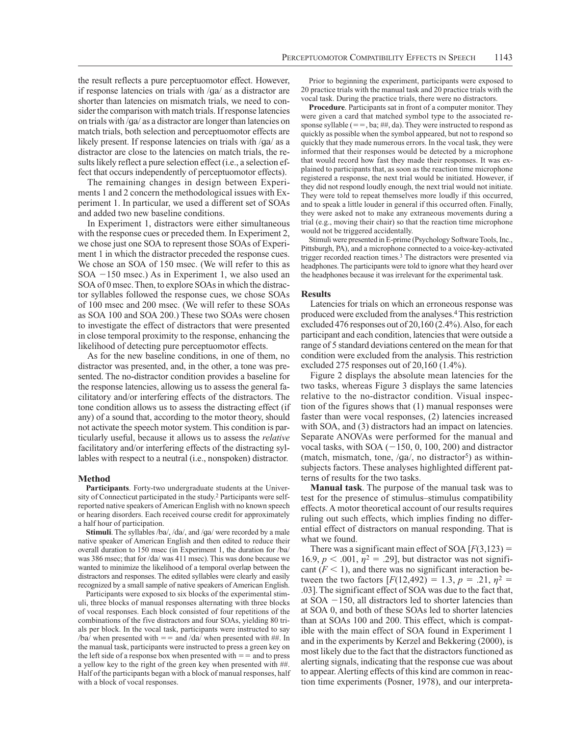the result reflects a pure perceptuomotor effect. However, if response latencies on trials with /ga/ as a distractor are shorter than latencies on mismatch trials, we need to consider the comparison with match trials. If response latencies on trials with /ga/ as a distractor are longer than latencies on match trials, both selection and perceptuomotor effects are likely present. If response latencies on trials with /ga/ as a distractor are close to the latencies on match trials, the results likely reflect a pure selection effect (i.e., a selection effect that occurs independently of perceptuomotor effects).

The remaining changes in design between Experiments 1 and 2 concern the methodological issues with Experiment 1. In particular, we used a different set of SOAs and added two new baseline conditions.

In Experiment 1, distractors were either simultaneous with the response cues or preceded them. In Experiment 2, we chose just one SOA to represent those SOAs of Experiment 1 in which the distractor preceded the response cues. We chose an SOA of 150 msec. (We will refer to this as SOA −150 msec.) As in Experiment 1, we also used an SOA of 0 msec. Then, to explore SOAs in which the distractor syllables followed the response cues, we chose SOAs of 100 msec and 200 msec. (We will refer to these SOAs as SOA 100 and SOA 200.) These two SOAs were chosen to investigate the effect of distractors that were presented in close temporal proximity to the response, enhancing the likelihood of detecting pure perceptuomotor effects.

As for the new baseline conditions, in one of them, no distractor was presented, and, in the other, a tone was presented. The no-distractor condition provides a baseline for the response latencies, allowing us to assess the general facilitatory and/or interfering effects of the distractors. The tone condition allows us to assess the distracting effect (if any) of a sound that, according to the motor theory, should not activate the speech motor system. This condition is particularly useful, because it allows us to assess the *relative* facilitatory and/or interfering effects of the distracting syllables with respect to a neutral (i.e., nonspoken) distractor.

## Method

**Participants**. Forty-two undergraduate students at the University of Connecticut participated in the study.[2] Participants were self-reported native speakers of American English with no known speech or hearing disorders. Each received course credit for approximately a half hour of participation.

**Stimuli**. The syllables /ba/, /da/, and /ga/ were recorded by a male native speaker of American English and then edited to reduce their overall duration to 150 msec (in Experiment 1, the duration for /ba/ was 386 msec; that for /da/ was 411 msec). This was done because we wanted to minimize the likelihood of a temporal overlap between the distractors and responses. The edited syllables were clearly and easily recognized by a small sample of native speakers of American English.

Participants were exposed to six blocks of the experimental stimuli, three blocks of manual responses alternating with three blocks of vocal responses. Each block consisted of four repetitions of the combinations of the five distractors and four SOAs, yielding 80 trials per block. In the vocal task, participants were instructed to say /ba/ when presented with == and /da/ when presented with ##. In the manual task, participants were instructed to press a green key on the left side of a response box when presented with == and to press a yellow key to the right of the green key when presented with ##. Half of the participants began with a block of manual responses, half with a block of vocal responses.

Prior to beginning the experiment, participants were exposed to 20 practice trials with the manual task and 20 practice trials with the vocal task. During the practice trials, there were no distractors.

**Procedure**. Participants sat in front of a computer monitor. They were given a card that matched symbol type to the associated response syllable (==, ba; ##, da). They were instructed to respond as quickly as possible when the symbol appeared, but not to respond so quickly that they made numerous errors. In the vocal task, they were informed that their responses would be detected by a microphone that would record how fast they made their responses. It was explained to participants that, as soon as the reaction time microphone registered a response, the next trial would be initiated. However, if they did not respond loudly enough, the next trial would not initiate. They were told to repeat themselves more loudly if this occurred, and to speak a little louder in general if this occurred often. Finally, they were asked not to make any extraneous movements during a trial (e.g., moving their chair) so that the reaction time microphone would not be triggered accidentally.

Stimuli were presented in E-prime (Psychology Software Tools, Inc., Pittsburgh, PA), and a microphone connected to a voice-key-activated trigger recorded reaction times.[3] The distractors were presented via headphones. The participants were told to ignore what they heard over the headphones because it was irrelevant for the experimental task.

## Results

Latencies for trials on which an erroneous response was produced were excluded from the analyses.[4] This restriction excluded 476 responses out of 20,160 (2.4%). Also, for each participant and each condition, latencies that were outside a range of 5 standard deviations centered on the mean for that condition were excluded from the analysis. This restriction excluded 275 responses out of 20,160 (1.4%).

Figure 2 displays the absolute mean latencies for the two tasks, whereas Figure 3 displays the same latencies relative to the no-distractor condition. Visual inspection of the figures shows that (1) manual responses were faster than were vocal responses, (2) latencies increased with SOA, and (3) distractors had an impact on latencies. Separate ANOVAs were performed for the manual and vocal tasks, with SOA (−150, 0, 100, 200) and distractor (match, mismatch, tone, /ga/, no distractor[5]) as within-subjects factors. These analyses highlighted different patterns of results for the two tasks.

**Manual task**. The purpose of the manual task was to test for the presence of stimulus–stimulus compatibility effects. A motor theoretical account of our results requires ruling out such effects, which implies finding no differential effect of distractors on manual responding. That is what we found.

There was a significant main effect of SOA [$F(3,123) = 16.9$, $p < .001$, $\eta^2 = .29$], but distractor was not significant ($F < 1$), and there was no significant interaction between the two factors [$F(12,492) = 1.3$, $p = .21$, $\eta^2 = .03$]. The significant effect of SOA was due to the fact that, at SOA −150, all distractors led to shorter latencies than at SOA 0, and both of these SOAs led to shorter latencies than at SOAs 100 and 200. This effect, which is compatible with the main effect of SOA found in Experiment 1 and in the experiments by Kerzel and Bekkering (2000), is most likely due to the fact that the distractors functioned as alerting signals, indicating that the response cue was about to appear. Alerting effects of this kind are common in reaction time experiments (Posner, 1978), and our interpreta-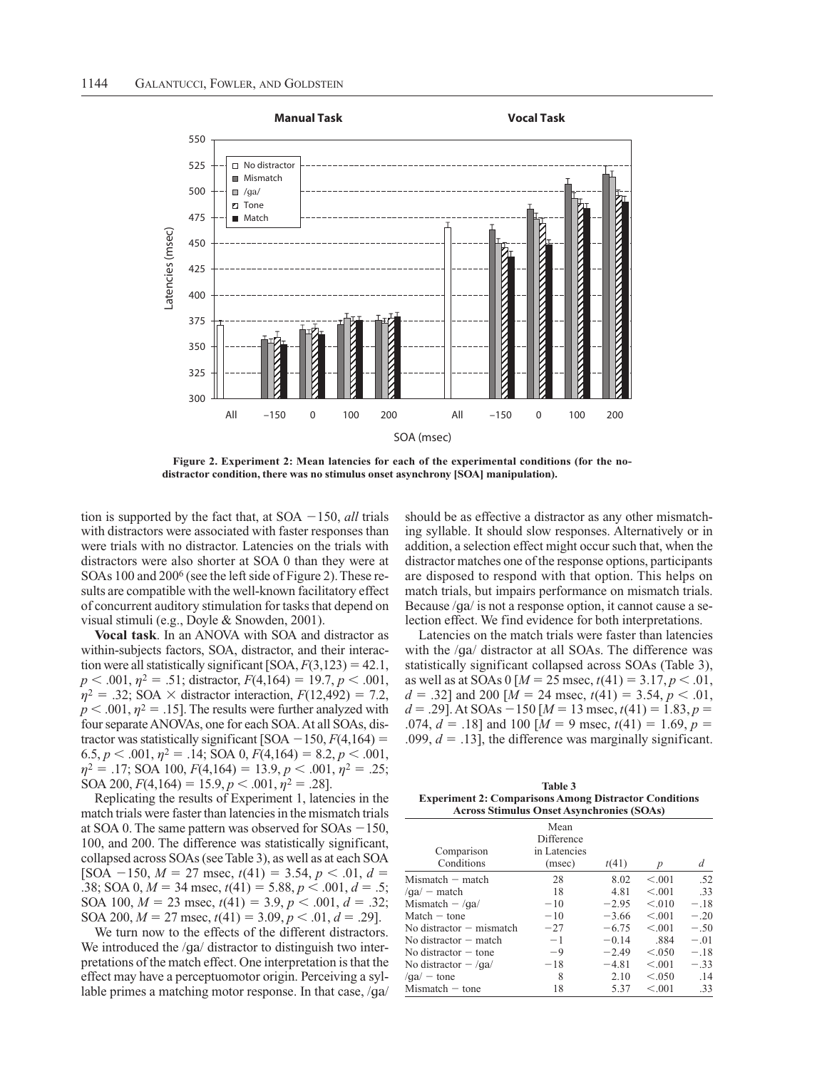**Figure 2. Experiment 2: Mean latencies for each of the experimental conditions (for the no-distractor condition, there was no stimulus onset asynchrony [SOA] manipulation).**

tion is supported by the fact that, at SOA −150, *all* trials with distractors were associated with faster responses than were trials with no distractor. Latencies on the trials with distractors were also shorter at SOA 0 than they were at SOAs 100 and 200[6] (see the left side of Figure 2). These results are compatible with the well-known facilitatory effect of concurrent auditory stimulation for tasks that depend on visual stimuli (e.g., Doyle & Snowden, 2001).

**Vocal task**. In an ANOVA with SOA and distractor as within-subjects factors, SOA, distractor, and their interaction were all statistically significant [SOA, $F(3,123) = 42.1$, $p < .001$, $\eta^2 = .51$; distractor, $F(4,164) = 19.7$, $p < .001$, $\eta^2 = .32$; SOA × distractor interaction, $F(12,492) = 7.2$, $p < .001$, $\eta^2 = .15$]. The results were further analyzed with four separate ANOVAs, one for each SOA. At all SOAs, distractor was statistically significant [SOA −150, $F(4,164) = 6.5$, $p < .001$, $\eta^2 = .14$; SOA 0, $F(4,164) = 8.2$, $p < .001$, $\eta^2 = .17$; SOA 100, $F(4,164) = 13.9$, $p < .001$, $\eta^2 = .25$; SOA 200, $F(4,164) = 15.9$, $p < .001$, $\eta^2 = .28$].

Replicating the results of Experiment 1, latencies in the match trials were faster than latencies in the mismatch trials at SOA 0. The same pattern was observed for SOAs −150, 100, and 200. The difference was statistically significant, collapsed across SOAs (see Table 3), as well as at each SOA [SOA −150, $M = 27$ msec, $t(41) = 3.54$, $p < .01$, $d = .38$; SOA 0, $M = 34$ msec, $t(41) = 5.88$, $p < .001$, $d = .5$; SOA 100, $M = 23$ msec, $t(41) = 3.9$, $p < .001$, $d = .32$; SOA 200, $M = 27$ msec, $t(41) = 3.09$, $p < .01$, $d = .29$].

We turn now to the effects of the different distractors. We introduced the /ga/ distractor to distinguish two interpretations of the match effect. One interpretation is that the effect may have a perceptuomotor origin. Perceiving a syllable primes a matching motor response. In that case, /ga/ should be as effective a distractor as any other mismatching syllable. It should slow responses. Alternatively or in addition, a selection effect might occur such that, when the distractor matches one of the response options, participants are disposed to respond with that option. This helps on match trials, but impairs performance on mismatch trials. Because /ga/ is not a response option, it cannot cause a selection effect. We find evidence for both interpretations.

Latencies on the match trials were faster than latencies with the /ga/ distractor at all SOAs. The difference was statistically significant collapsed across SOAs (Table 3), as well as at SOAs 0 [$M = 25$ msec, $t(41) = 3.17$, $p < .01$, $d = .32$] and 200 [$M = 24$ msec, $t(41) = 3.54$, $p < .01$, $d = .29$]. At SOAs −150 [$M = 13$ msec, $t(41) = 1.83$, $p = .074$, $d = .18$] and 100 [$M = 9$ msec, $t(41) = 1.69$, $p = .099$, $d = .13$], the difference was marginally significant.

**Table 3**
**Experiment 2: Comparisons Among Distractor Conditions Across Stimulus Onset Asynchronies (SOAs)**

| Comparison Conditions | Mean Difference in Latencies (msec) | $t(41)$ | $p$ | $d$ |
|---|---|---|---|---|
| Mismatch − match | 28 | 8.02 | <.001 | .52 |
| /ga/ − match | 18 | 4.81 | <.001 | .33 |
| Mismatch − /ga/ | −10 | −2.95 | <.010 | −.18 |
| Match − tone | −10 | −3.66 | <.001 | −.20 |
| No distractor − mismatch | −27 | −6.75 | <.001 | −.50 |
| No distractor − match | −1 | −0.14 | .884 | −.01 |
| No distractor − tone | −9 | −2.49 | <.050 | −.18 |
| No distractor − /ga/ | −18 | −4.81 | <.001 | −.33 |
| /ga/ − tone | 8 | 2.10 | <.050 | .14 |
| Mismatch − tone | 18 | 5.37 | <.001 | .33 |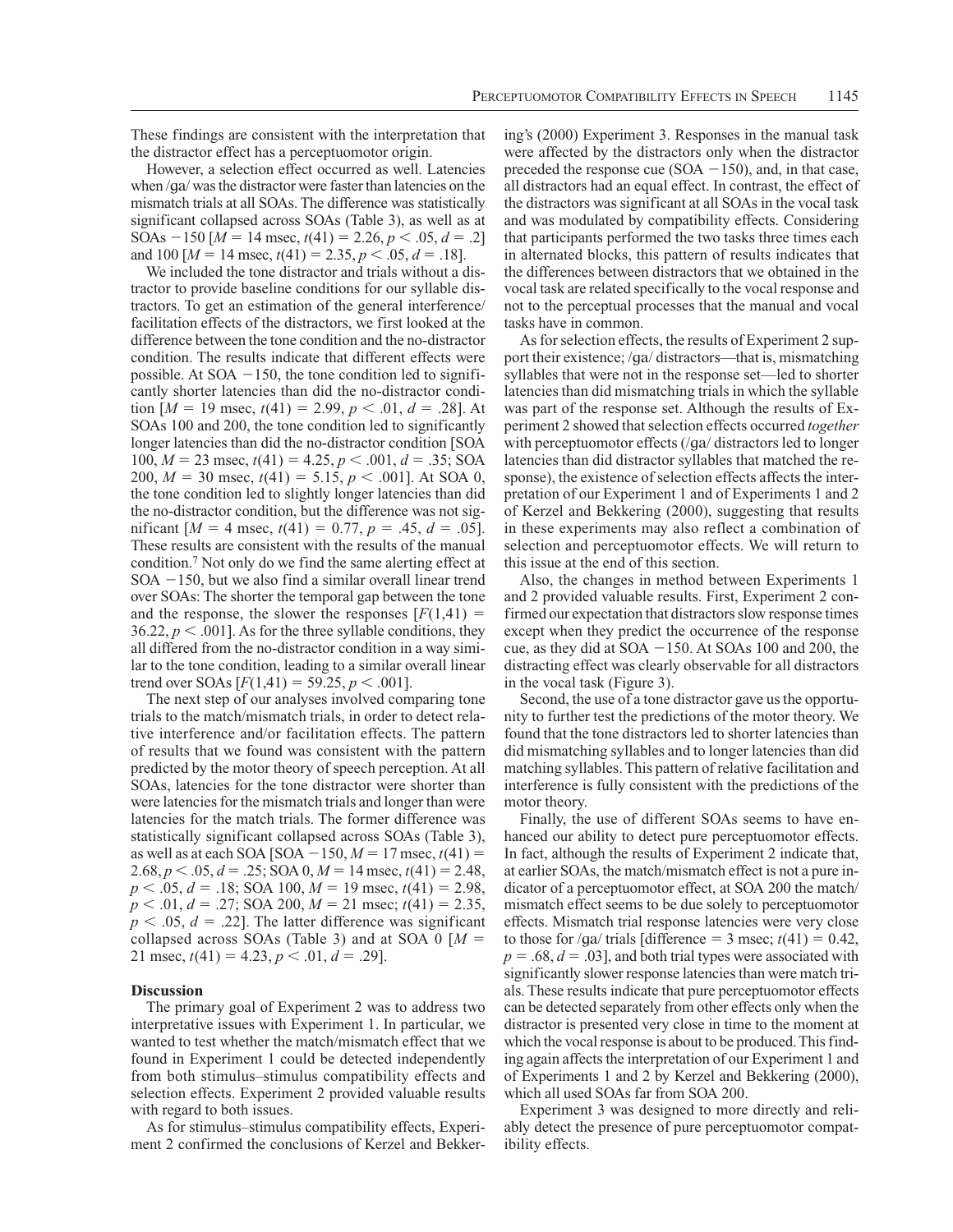These findings are consistent with the interpretation that the distractor effect has a perceptuomotor origin.

However, a selection effect occurred as well. Latencies when /ga/ was the distractor were faster than latencies on the mismatch trials at all SOAs. The difference was statistically significant collapsed across SOAs (Table 3), as well as at SOAs −150 [$M = 14$ msec, $t(41) = 2.26$, $p < .05$, $d = .2$] and 100 [$M = 14$ msec, $t(41) = 2.35$, $p < .05$, $d = .18$].

We included the tone distractor and trials without a distractor to provide baseline conditions for our syllable distractors. To get an estimation of the general interference/facilitation effects of the distractors, we first looked at the difference between the tone condition and the no-distractor condition. The results indicate that different effects were possible. At SOA −150, the tone condition led to significantly shorter latencies than did the no-distractor condition [$M = 19$ msec, $t(41) = 2.99$, $p < .01$, $d = .28$]. At SOAs 100 and 200, the tone condition led to significantly longer latencies than did the no-distractor condition [SOA 100, $M = 23$ msec, $t(41) = 4.25$, $p < .001$, $d = .35$; SOA 200, $M = 30$ msec, $t(41) = 5.15$, $p < .001$]. At SOA 0, the tone condition led to slightly longer latencies than did the no-distractor condition, but the difference was not significant [$M = 4$ msec, $t(41) = 0.77$, $p = .45$, $d = .05$]. These results are consistent with the results of the manual condition.[7] Not only do we find the same alerting effect at SOA −150, but we also find a similar overall linear trend over SOAs: The shorter the temporal gap between the tone and the response, the slower the responses [$F(1,41) = 36.22$, $p < .001$]. As for the three syllable conditions, they all differed from the no-distractor condition in a way similar to the tone condition, leading to a similar overall linear trend over SOAs [$F(1,41) = 59.25$, $p < .001$].

The next step of our analyses involved comparing tone trials to the match/mismatch trials, in order to detect relative interference and/or facilitation effects. The pattern of results that we found was consistent with the pattern predicted by the motor theory of speech perception. At all SOAs, latencies for the tone distractor were shorter than were latencies for the mismatch trials and longer than were latencies for the match trials. The former difference was statistically significant collapsed across SOAs (Table 3), as well as at each SOA [SOA −150, $M = 17$ msec, $t(41) = 2.68$, $p < .05$, $d = .25$; SOA 0, $M = 14$ msec, $t(41) = 2.48$, $p < .05$, $d = .18$; SOA 100, $M = 19$ msec, $t(41) = 2.98$, $p < .01$, $d = .27$; SOA 200, $M = 21$ msec; $t(41) = 2.35$, $p < .05$, $d = .22$]. The latter difference was significant collapsed across SOAs (Table 3) and at SOA 0 [$M = 21$ msec, $t(41) = 4.23$, $p < .01$, $d = .29$].

### Discussion

The primary goal of Experiment 2 was to address two interpretative issues with Experiment 1. In particular, we wanted to test whether the match/mismatch effect that we found in Experiment 1 could be detected independently from both stimulus–stimulus compatibility effects and selection effects. Experiment 2 provided valuable results with regard to both issues.

As for stimulus–stimulus compatibility effects, Experiment 2 confirmed the conclusions of Kerzel and Bekkering's (2000) Experiment 3. Responses in the manual task were affected by the distractors only when the distractor preceded the response cue (SOA −150), and, in that case, all distractors had an equal effect. In contrast, the effect of the distractors was significant at all SOAs in the vocal task and was modulated by compatibility effects. Considering that participants performed the two tasks three times each in alternated blocks, this pattern of results indicates that the differences between distractors that we obtained in the vocal task are related specifically to the vocal response and not to the perceptual processes that the manual and vocal tasks have in common.

As for selection effects, the results of Experiment 2 support their existence; /ga/ distractors—that is, mismatching syllables that were not in the response set—led to shorter latencies than did mismatching trials in which the syllable was part of the response set. Although the results of Experiment 2 showed that selection effects occurred *together* with perceptuomotor effects (/ga/ distractors led to longer latencies than did distractor syllables that matched the response), the existence of selection effects affects the interpretation of our Experiment 1 and of Experiments 1 and 2 of Kerzel and Bekkering (2000), suggesting that results in these experiments may also reflect a combination of selection and perceptuomotor effects. We will return to this issue at the end of this section.

Also, the changes in method between Experiments 1 and 2 provided valuable results. First, Experiment 2 confirmed our expectation that distractors slow response times except when they predict the occurrence of the response cue, as they did at SOA −150. At SOAs 100 and 200, the distracting effect was clearly observable for all distractors in the vocal task (Figure 3).

Second, the use of a tone distractor gave us the opportunity to further test the predictions of the motor theory. We found that the tone distractors led to shorter latencies than did mismatching syllables and to longer latencies than did matching syllables. This pattern of relative facilitation and interference is fully consistent with the predictions of the motor theory.

Finally, the use of different SOAs seems to have enhanced our ability to detect pure perceptuomotor effects. In fact, although the results of Experiment 2 indicate that, at earlier SOAs, the match/mismatch effect is not a pure indicator of a perceptuomotor effect, at SOA 200 the match/mismatch effect seems to be due solely to perceptuomotor effects. Mismatch trial response latencies were very close to those for /ga/ trials [difference = 3 msec; $t(41) = 0.42$, $p = .68$, $d = .03$], and both trial types were associated with significantly slower response latencies than were match trials. These results indicate that pure perceptuomotor effects can be detected separately from other effects only when the distractor is presented very close in time to the moment at which the vocal response is about to be produced. This finding again affects the interpretation of our Experiment 1 and of Experiments 1 and 2 by Kerzel and Bekkering (2000), which all used SOAs far from SOA 200.

Experiment 3 was designed to more directly and reliably detect the presence of pure perceptuomotor compatibility effects.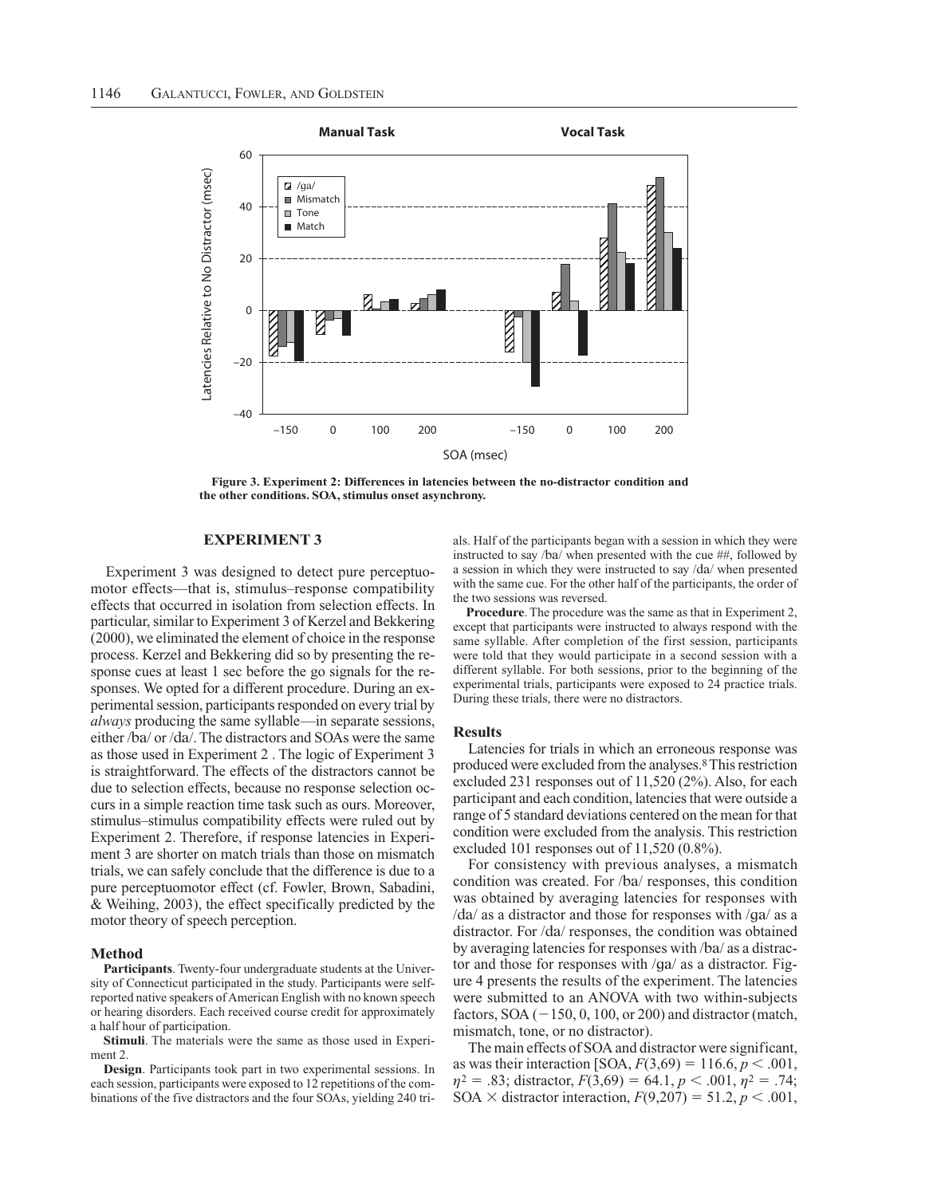Figure 3. Experiment 2: Differences in latencies between the no-distractor condition and the other conditions. SOA, stimulus onset asynchrony.

## EXPERIMENT 3

Experiment 3 was designed to detect pure perceptuomotor effects—that is, stimulus–response compatibility effects that occurred in isolation from selection effects. In particular, similar to Experiment 3 of Kerzel and Bekkering (2000), we eliminated the element of choice in the response process. Kerzel and Bekkering did so by presenting the response cues at least 1 sec before the go signals for the responses. We opted for a different procedure. During an experimental session, participants responded on every trial by *always* producing the same syllable—in separate sessions, either /ba/ or /da/. The distractors and SOAs were the same as those used in Experiment 2 . The logic of Experiment 3 is straightforward. The effects of the distractors cannot be due to selection effects, because no response selection occurs in a simple reaction time task such as ours. Moreover, stimulus–stimulus compatibility effects were ruled out by Experiment 2. Therefore, if response latencies in Experiment 3 are shorter on match trials than those on mismatch trials, we can safely conclude that the difference is due to a pure perceptuomotor effect (cf. Fowler, Brown, Sabadini, & Weihing, 2003), the effect specifically predicted by the motor theory of speech perception.

### Method

**Participants**. Twenty-four undergraduate students at the University of Connecticut participated in the study. Participants were self-reported native speakers of American English with no known speech or hearing disorders. Each received course credit for approximately a half hour of participation.

**Stimuli**. The materials were the same as those used in Experiment 2.

**Design**. Participants took part in two experimental sessions. In each session, participants were exposed to 12 repetitions of the combinations of the five distractors and the four SOAs, yielding 240 trials. Half of the participants began with a session in which they were instructed to say /ba/ when presented with the cue ##, followed by a session in which they were instructed to say /da/ when presented with the same cue. For the other half of the participants, the order of the two sessions was reversed.

**Procedure**. The procedure was the same as that in Experiment 2, except that participants were instructed to always respond with the same syllable. After completion of the first session, participants were told that they would participate in a second session with a different syllable. For both sessions, prior to the beginning of the experimental trials, participants were exposed to 24 practice trials. During these trials, there were no distractors.

### Results

Latencies for trials in which an erroneous response was produced were excluded from the analyses.[8] This restriction excluded 231 responses out of 11,520 (2%). Also, for each participant and each condition, latencies that were outside a range of 5 standard deviations centered on the mean for that condition were excluded from the analysis. This restriction excluded 101 responses out of 11,520 (0.8%).

For consistency with previous analyses, a mismatch condition was created. For /ba/ responses, this condition was obtained by averaging latencies for responses with /da/ as a distractor and those for responses with /ga/ as a distractor. For /da/ responses, the condition was obtained by averaging latencies for responses with /ba/ as a distractor and those for responses with /ga/ as a distractor. Figure 4 presents the results of the experiment. The latencies were submitted to an ANOVA with two within-subjects factors, SOA ($-150$, 0, 100, or 200) and distractor (match, mismatch, tone, or no distractor).

The main effects of SOA and distractor were significant, as was their interaction [SOA, $F(3,69) = 116.6$, $p < .001$, $\eta^2 = .83$; distractor, $F(3,69) = 64.1$, $p < .001$, $\eta^2 = .74$; SOA $\times$ distractor interaction, $F(9,207) = 51.2$, $p < .001$,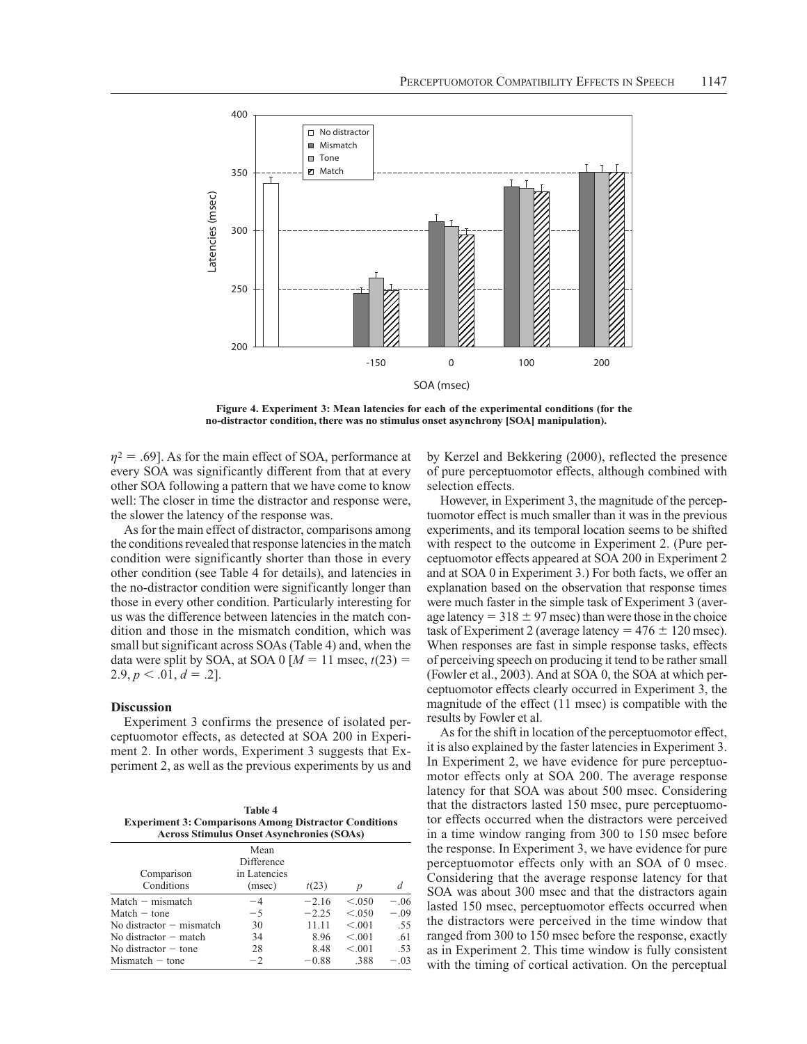Figure 4. Experiment 3: Mean latencies for each of the experimental conditions (for the no-distractor condition, there was no stimulus onset asynchrony [SOA] manipulation).

$\eta^2 = .69$]. As for the main effect of SOA, performance at every SOA was significantly different from that at every other SOA following a pattern that we have come to know well: The closer in time the distractor and response were, the slower the latency of the response was.

As for the main effect of distractor, comparisons among the conditions revealed that response latencies in the match condition were significantly shorter than those in every other condition (see Table 4 for details), and latencies in the no-distractor condition were significantly longer than those in every other condition. Particularly interesting for us was the difference between latencies in the match condition and those in the mismatch condition, which was small but significant across SOAs (Table 4) and, when the data were split by SOA, at SOA 0 [$M = 11$ msec, $t(23) = 2.9$, $p < .01$, $d = .2$].

## Discussion

Experiment 3 confirms the presence of isolated perceptuomotor effects, as detected at SOA 200 in Experiment 2. In other words, Experiment 3 suggests that Experiment 2, as well as the previous experiments by us and by Kerzel and Bekkering (2000), reflected the presence of pure perceptuomotor effects, although combined with selection effects.

However, in Experiment 3, the magnitude of the perceptuomotor effect is much smaller than it was in the previous experiments, and its temporal location seems to be shifted with respect to the outcome in Experiment 2. (Pure perceptuomotor effects appeared at SOA 200 in Experiment 2 and at SOA 0 in Experiment 3.) For both facts, we offer an explanation based on the observation that response times were much faster in the simple task of Experiment 3 (average latency = 318 ± 97 msec) than were those in the choice task of Experiment 2 (average latency = 476 ± 120 msec). When responses are fast in simple response tasks, effects of perceiving speech on producing it tend to be rather small (Fowler et al., 2003). And at SOA 0, the SOA at which perceptuomotor effects clearly occurred in Experiment 3, the magnitude of the effect (11 msec) is compatible with the results by Fowler et al.

As for the shift in location of the perceptuomotor effect, it is also explained by the faster latencies in Experiment 3. In Experiment 2, we have evidence for pure perceptuomotor effects only at SOA 200. The average response latency for that SOA was about 500 msec. Considering that the distractors lasted 150 msec, pure perceptuomotor effects occurred when the distractors were perceived in a time window ranging from 300 to 150 msec before the response. In Experiment 3, we have evidence for pure perceptuomotor effects only with an SOA of 0 msec. Considering that the average response latency for that SOA was about 300 msec and that the distractors again lasted 150 msec, perceptuomotor effects occurred when the distractors were perceived in the time window that ranged from 300 to 150 msec before the response, exactly as in Experiment 2. This time window is fully consistent with the timing of cortical activation. On the perceptual

**Table 4**
**Experiment 3: Comparisons Among Distractor Conditions Across Stimulus Onset Asynchronies (SOAs)**

| Comparison Conditions | Mean Difference in Latencies (msec) | $t(23)$ | $p$ | $d$ |
|---|---|---|---|---|
| Match − mismatch | −4 | −2.16 | <.050 | −.06 |
| Match − tone | −5 | −2.25 | <.050 | −.09 |
| No distractor − mismatch | 30 | 11.11 | <.001 | .55 |
| No distractor − match | 34 | 8.96 | <.001 | .61 |
| No distractor − tone | 28 | 8.48 | <.001 | .53 |
| Mismatch − tone | −2 | −0.88 | .388 | −.03 |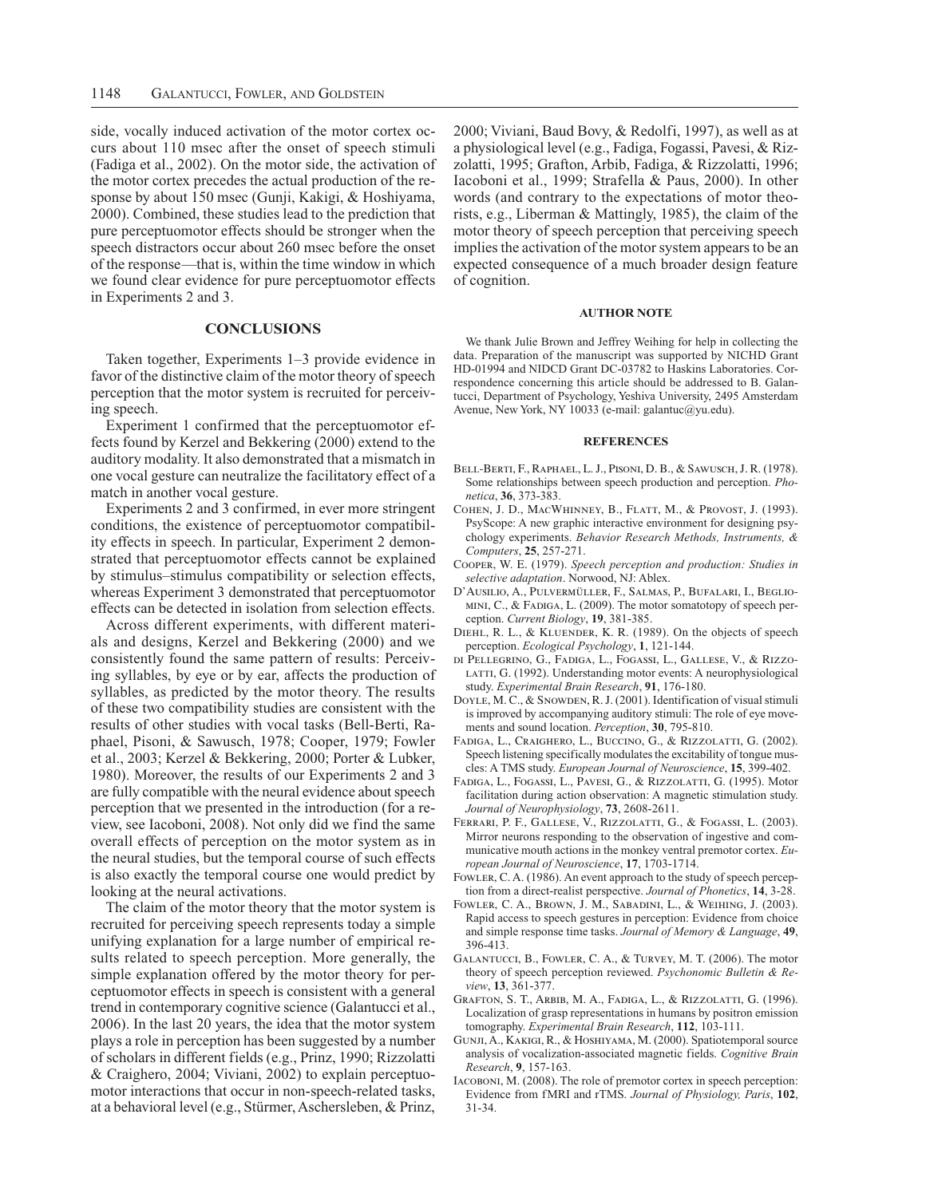side, vocally induced activation of the motor cortex occurs about 110 msec after the onset of speech stimuli (Fadiga et al., 2002). On the motor side, the activation of the motor cortex precedes the actual production of the response by about 150 msec (Gunji, Kakigi, & Hoshiyama, 2000). Combined, these studies lead to the prediction that pure perceptuomotor effects should be stronger when the speech distractors occur about 260 msec before the onset of the response—that is, within the time window in which we found clear evidence for pure perceptuomotor effects in Experiments 2 and 3.

## CONCLUSIONS

Taken together, Experiments 1–3 provide evidence in favor of the distinctive claim of the motor theory of speech perception that the motor system is recruited for perceiving speech.

Experiment 1 confirmed that the perceptuomotor effects found by Kerzel and Bekkering (2000) extend to the auditory modality. It also demonstrated that a mismatch in one vocal gesture can neutralize the facilitatory effect of a match in another vocal gesture.

Experiments 2 and 3 confirmed, in ever more stringent conditions, the existence of perceptuomotor compatibility effects in speech. In particular, Experiment 2 demonstrated that perceptuomotor effects cannot be explained by stimulus–stimulus compatibility or selection effects, whereas Experiment 3 demonstrated that perceptuomotor effects can be detected in isolation from selection effects.

Across different experiments, with different materials and designs, Kerzel and Bekkering (2000) and we consistently found the same pattern of results: Perceiving syllables, by eye or by ear, affects the production of syllables, as predicted by the motor theory. The results of these two compatibility studies are consistent with the results of other studies with vocal tasks (Bell-Berti, Raphael, Pisoni, & Sawusch, 1978; Cooper, 1979; Fowler et al., 2003; Kerzel & Bekkering, 2000; Porter & Lubker, 1980). Moreover, the results of our Experiments 2 and 3 are fully compatible with the neural evidence about speech perception that we presented in the introduction (for a review, see Iacoboni, 2008). Not only did we find the same overall effects of perception on the motor system as in the neural studies, but the temporal course of such effects is also exactly the temporal course one would predict by looking at the neural activations.

The claim of the motor theory that the motor system is recruited for perceiving speech represents today a simple unifying explanation for a large number of empirical results related to speech perception. More generally, the simple explanation offered by the motor theory for perceptuomotor effects in speech is consistent with a general trend in contemporary cognitive science (Galantucci et al., 2006). In the last 20 years, the idea that the motor system plays a role in perception has been suggested by a number of scholars in different fields (e.g., Prinz, 1990; Rizzolatti & Craighero, 2004; Viviani, 2002) to explain perceptuomotor interactions that occur in non-speech-related tasks, at a behavioral level (e.g., Stürmer, Aschersleben, & Prinz, 2000; Viviani, Baud Bovy, & Redolfi, 1997), as well as at a physiological level (e.g., Fadiga, Fogassi, Pavesi, & Rizzolatti, 1995; Grafton, Arbib, Fadiga, & Rizzolatti, 1996; Iacoboni et al., 1999; Strafella & Paus, 2000). In other words (and contrary to the expectations of motor theorists, e.g., Liberman & Mattingly, 1985), the claim of the motor theory of speech perception that perceiving speech implies the activation of the motor system appears to be an expected consequence of a much broader design feature of cognition.

### AUTHOR NOTE

We thank Julie Brown and Jeffrey Weihing for help in collecting the data. Preparation of the manuscript was supported by NICHD Grant HD-01994 and NIDCD Grant DC-03782 to Haskins Laboratories. Correspondence concerning this article should be addressed to B. Galantucci, Department of Psychology, Yeshiva University, 2495 Amsterdam Avenue, New York, NY 10033 (e-mail: galantuc@yu.edu).

### REFERENCES

Bell-Berti, F., Raphael, L. J., Pisoni, D. B., & Sawusch, J. R. (1978). Some relationships between speech production and perception. *Phonetica*, **36**, 373-383.

Cohen, J. D., MacWhinney, B., Flatt, M., & Provost, J. (1993). PsyScope: A new graphic interactive environment for designing psychology experiments. *Behavior Research Methods, Instruments, & Computers*, **25**, 257-271.

Cooper, W. E. (1979). *Speech perception and production: Studies in selective adaptation*. Norwood, NJ: Ablex.

D'Ausilio, A., Pulvermüller, F., Salmas, P., Bufalari, I., Begliomini, C., & Fadiga, L. (2009). The motor somatotopy of speech perception. *Current Biology*, **19**, 381-385.

Diehl, R. L., & Kluender, K. R. (1989). On the objects of speech perception. *Ecological Psychology*, **1**, 121-144.

di Pellegrino, G., Fadiga, L., Fogassi, L., Gallese, V., & Rizzolatti, G. (1992). Understanding motor events: A neurophysiological study. *Experimental Brain Research*, **91**, 176-180.

Doyle, M. C., & Snowden, R. J. (2001). Identification of visual stimuli is improved by accompanying auditory stimuli: The role of eye movements and sound location. *Perception*, **30**, 795-810.

Fadiga, L., Craighero, L., Buccino, G., & Rizzolatti, G. (2002). Speech listening specifically modulates the excitability of tongue muscles: A TMS study. *European Journal of Neuroscience*, **15**, 399-402.

Fadiga, L., Fogassi, L., Pavesi, G., & Rizzolatti, G. (1995). Motor facilitation during action observation: A magnetic stimulation study. *Journal of Neurophysiology*, **73**, 2608-2611.

Ferrari, P. F., Gallese, V., Rizzolatti, G., & Fogassi, L. (2003). Mirror neurons responding to the observation of ingestive and communicative mouth actions in the monkey ventral premotor cortex. *European Journal of Neuroscience*, **17**, 1703-1714.

Fowler, C. A. (1986). An event approach to the study of speech perception from a direct-realist perspective. *Journal of Phonetics*, **14**, 3-28.

Fowler, C. A., Brown, J. M., Sabadini, L., & Weihing, J. (2003). Rapid access to speech gestures in perception: Evidence from choice and simple response time tasks. *Journal of Memory & Language*, **49**, 396-413.

Galantucci, B., Fowler, C. A., & Turvey, M. T. (2006). The motor theory of speech perception reviewed. *Psychonomic Bulletin & Review*, **13**, 361-377.

Grafton, S. T., Arbib, M. A., Fadiga, L., & Rizzolatti, G. (1996). Localization of grasp representations in humans by positron emission tomography. *Experimental Brain Research*, **112**, 103-111.

Gunji, A., Kakigi, R., & Hoshiyama, M. (2000). Spatiotemporal source analysis of vocalization-associated magnetic fields. *Cognitive Brain Research*, **9**, 157-163.

Iacoboni, M. (2008). The role of premotor cortex in speech perception: Evidence from fMRI and rTMS. *Journal of Physiology, Paris*, **102**, 31-34.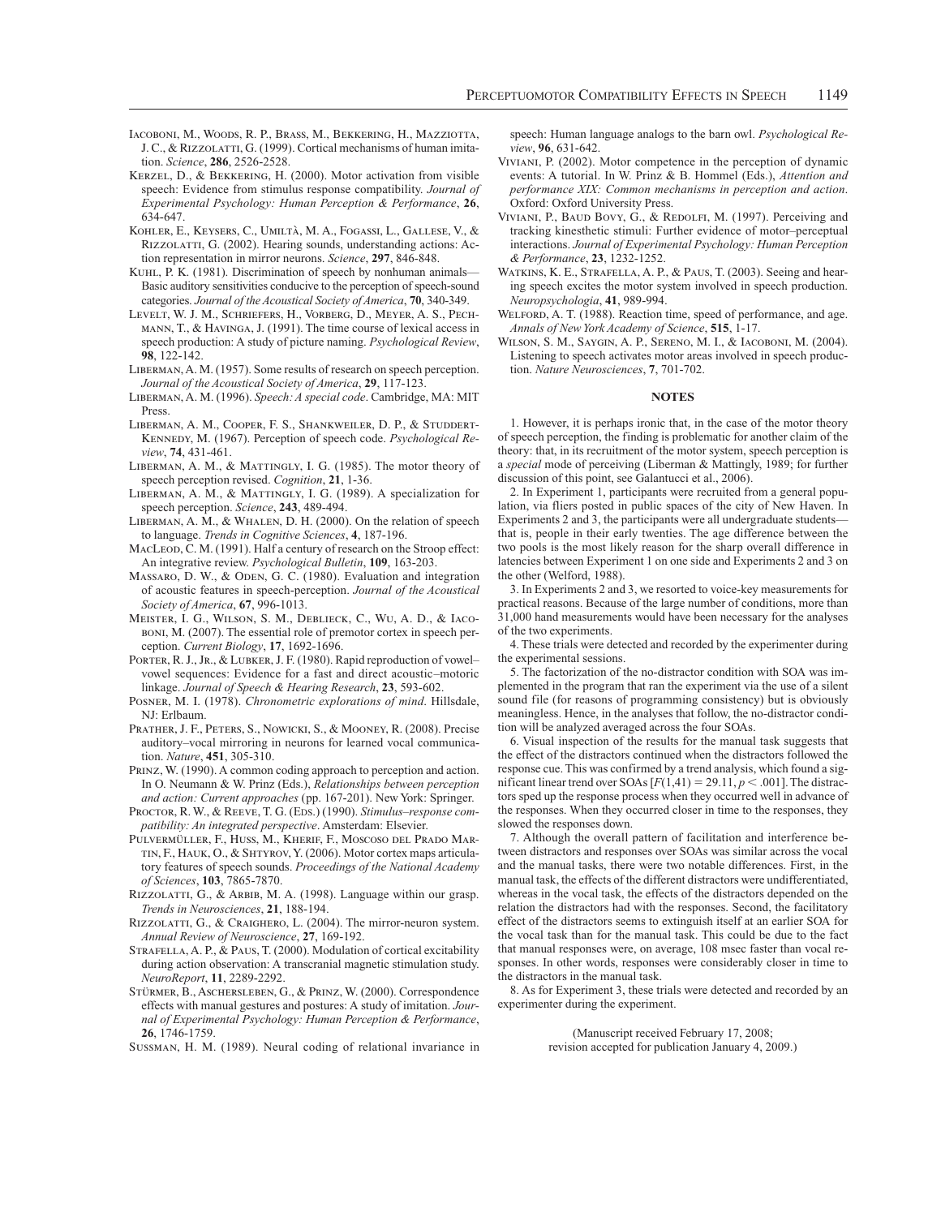Iacoboni, M., Woods, R. P., Brass, M., Bekkering, H., Mazziotta, J. C., & Rizzolatti, G. (1999). Cortical mechanisms of human imitation. *Science*, **286**, 2526-2528.

Kerzel, D., & Bekkering, H. (2000). Motor activation from visible speech: Evidence from stimulus response compatibility. *Journal of Experimental Psychology: Human Perception & Performance*, **26**, 634-647.

Kohler, E., Keysers, C., Umiltà, M. A., Fogassi, L., Gallese, V., & Rizzolatti, G. (2002). Hearing sounds, understanding actions: Action representation in mirror neurons. *Science*, **297**, 846-848.

Kuhl, P. K. (1981). Discrimination of speech by nonhuman animals—Basic auditory sensitivities conducive to the perception of speech-sound categories. *Journal of the Acoustical Society of America*, **70**, 340-349.

Levelt, W. J. M., Schriefers, H., Vorberg, D., Meyer, A. S., Pechmann, T., & Havinga, J. (1991). The time course of lexical access in speech production: A study of picture naming. *Psychological Review*, **98**, 122-142.

Liberman, A. M. (1957). Some results of research on speech perception. *Journal of the Acoustical Society of America*, **29**, 117-123.

Liberman, A. M. (1996). *Speech: A special code*. Cambridge, MA: MIT Press.

Liberman, A. M., Cooper, F. S., Shankweiler, D. P., & Studdert-Kennedy, M. (1967). Perception of speech code. *Psychological Review*, **74**, 431-461.

Liberman, A. M., & Mattingly, I. G. (1985). The motor theory of speech perception revised. *Cognition*, **21**, 1-36.

Liberman, A. M., & Mattingly, I. G. (1989). A specialization for speech perception. *Science*, **243**, 489-494.

Liberman, A. M., & Whalen, D. H. (2000). On the relation of speech to language. *Trends in Cognitive Sciences*, **4**, 187-196.

MacLeod, C. M. (1991). Half a century of research on the Stroop effect: An integrative review. *Psychological Bulletin*, **109**, 163-203.

Massaro, D. W., & Oden, G. C. (1980). Evaluation and integration of acoustic features in speech-perception. *Journal of the Acoustical Society of America*, **67**, 996-1013.

Meister, I. G., Wilson, S. M., Deblieck, C., Wu, A. D., & Iacoboni, M. (2007). The essential role of premotor cortex in speech perception. *Current Biology*, **17**, 1692-1696.

Porter, R. J., Jr., & Lubker, J. F. (1980). Rapid reproduction of vowel–vowel sequences: Evidence for a fast and direct acoustic–motoric linkage. *Journal of Speech & Hearing Research*, **23**, 593-602.

Posner, M. I. (1978). *Chronometric explorations of mind*. Hillsdale, NJ: Erlbaum.

Prather, J. F., Peters, S., Nowicki, S., & Mooney, R. (2008). Precise auditory–vocal mirroring in neurons for learned vocal communication. *Nature*, **451**, 305-310.

Prinz, W. (1990). A common coding approach to perception and action. In O. Neumann & W. Prinz (Eds.), *Relationships between perception and action: Current approaches* (pp. 167-201). New York: Springer.

Proctor, R. W., & Reeve, T. G. (Eds.) (1990). *Stimulus–response compatibility: An integrated perspective*. Amsterdam: Elsevier.

Pulvermüller, F., Huss, M., Kherif, F., Moscoso del Prado Martin, F., Hauk, O., & Shtyrov, Y. (2006). Motor cortex maps articulatory features of speech sounds. *Proceedings of the National Academy of Sciences*, **103**, 7865-7870.

Rizzolatti, G., & Arbib, M. A. (1998). Language within our grasp. *Trends in Neurosciences*, **21**, 188-194.

Rizzolatti, G., & Craighero, L. (2004). The mirror-neuron system. *Annual Review of Neuroscience*, **27**, 169-192.

Strafella, A. P., & Paus, T. (2000). Modulation of cortical excitability during action observation: A transcranial magnetic stimulation study. *NeuroReport*, **11**, 2289-2292.

Stürmer, B., Aschersleben, G., & Prinz, W. (2000). Correspondence effects with manual gestures and postures: A study of imitation. *Journal of Experimental Psychology: Human Perception & Performance*, **26**, 1746-1759.

Sussman, H. M. (1989). Neural coding of relational invariance in speech: Human language analogs to the barn owl. *Psychological Review*, **96**, 631-642.

Viviani, P. (2002). Motor competence in the perception of dynamic events: A tutorial. In W. Prinz & B. Hommel (Eds.), *Attention and performance XIX: Common mechanisms in perception and action*. Oxford: Oxford University Press.

Viviani, P., Baud Bovy, G., & Redolfi, M. (1997). Perceiving and tracking kinesthetic stimuli: Further evidence of motor–perceptual interactions. *Journal of Experimental Psychology: Human Perception & Performance*, **23**, 1232-1252.

Watkins, K. E., Strafella, A. P., & Paus, T. (2003). Seeing and hearing speech excites the motor system involved in speech production. *Neuropsychologia*, **41**, 989-994.

Welford, A. T. (1988). Reaction time, speed of performance, and age. *Annals of New York Academy of Science*, **515**, 1-17.

Wilson, S. M., Saygin, A. P., Sereno, M. I., & Iacoboni, M. (2004). Listening to speech activates motor areas involved in speech production. *Nature Neurosciences*, **7**, 701-702.

## NOTES

1. However, it is perhaps ironic that, in the case of the motor theory of speech perception, the finding is problematic for another claim of the theory: that, in its recruitment of the motor system, speech perception is a *special* mode of perceiving (Liberman & Mattingly, 1989; for further discussion of this point, see Galantucci et al., 2006).

2. In Experiment 1, participants were recruited from a general population, via fliers posted in public spaces of the city of New Haven. In Experiments 2 and 3, the participants were all undergraduate students—that is, people in their early twenties. The age difference between the two pools is the most likely reason for the sharp overall difference in latencies between Experiment 1 on one side and Experiments 2 and 3 on the other (Welford, 1988).

3. In Experiments 2 and 3, we resorted to voice-key measurements for practical reasons. Because of the large number of conditions, more than 31,000 hand measurements would have been necessary for the analyses of the two experiments.

4. These trials were detected and recorded by the experimenter during the experimental sessions.

5. The factorization of the no-distractor condition with SOA was implemented in the program that ran the experiment via the use of a silent sound file (for reasons of programming consistency) but is obviously meaningless. Hence, in the analyses that follow, the no-distractor condition will be analyzed averaged across the four SOAs.

6. Visual inspection of the results for the manual task suggests that the effect of the distractors continued when the distractors followed the response cue. This was confirmed by a trend analysis, which found a significant linear trend over SOAs [$F(1,41) = 29.11$, $p < .001$]. The distractors sped up the response process when they occurred well in advance of the responses. When they occurred closer in time to the responses, they slowed the responses down.

7. Although the overall pattern of facilitation and interference between distractors and responses over SOAs was similar across the vocal and the manual tasks, there were two notable differences. First, in the manual task, the effects of the different distractors were undifferentiated, whereas in the vocal task, the effects of the distractors depended on the relation the distractors had with the responses. Second, the facilitatory effect of the distractors seems to extinguish itself at an earlier SOA for the vocal task than for the manual task. This could be due to the fact that manual responses were, on average, 108 msec faster than vocal responses. In other words, responses were considerably closer in time to the distractors in the manual task.

8. As for Experiment 3, these trials were detected and recorded by an experimenter during the experiment.

(Manuscript received February 17, 2008;
revision accepted for publication January 4, 2009.)